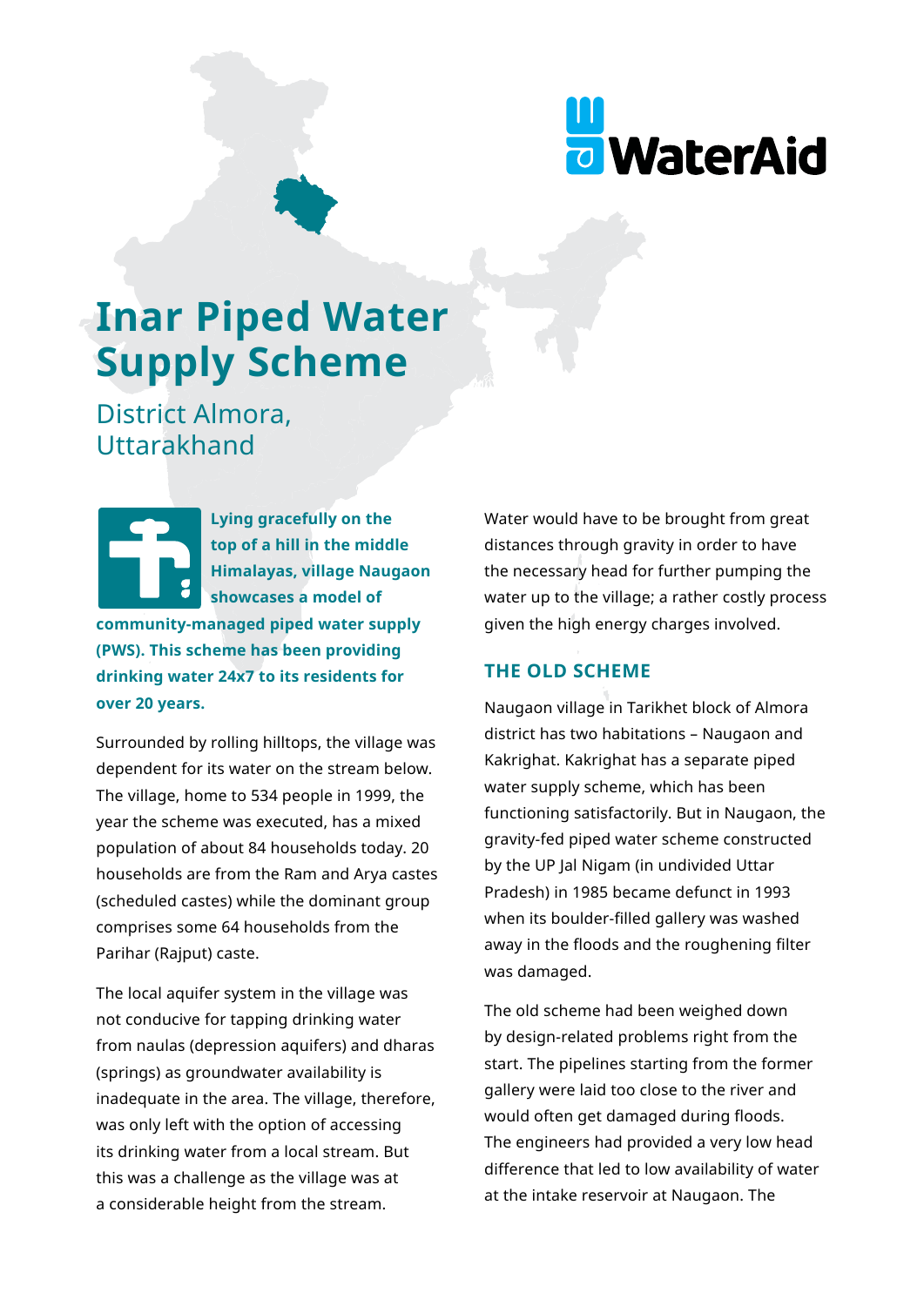# Inar Piped Water Supply Scheme

District Almora, Uttarakhand

**Lying gracefully on the top of a hill in the middle Himalayas, village Naugaon showcases a model of community-managed piped water supply (PWS). This scheme has been providing drinking water 24x7 to its residents for over 20 years.**

Surrounded by rolling hilltops, the village was dependent for its water on the stream below. The village, home to 534 people in 1999, the year the scheme was executed, has a mixed population of about 84 households today. 20 households are from the Ram and Arya castes (scheduled castes) while the dominant group comprises some 64 households from the Parihar (Rajput) caste.

The local aquifer system in the village was not conducive for tapping drinking water from naulas (depression aquifers) and dharas (springs) as groundwater availability is inadequate in the area. The village, therefore, was only left with the option of accessing its drinking water from a local stream. But this was a challenge as the village was at a considerable height from the stream. Water would have to be brought from great distances through gravity in order to have the necessary head for further pumping the water up to the village; a rather costly process given the high energy charges involved.

## THE OLD SCHEME

Naugaon village in Tarikhet block of Almora district has two habitations – Naugaon and Kakrighat. Kakrighat has a separate piped water supply scheme, which has been functioning satisfactorily. But in Naugaon, the gravity-fed piped water scheme constructed by the UP Jal Nigam (in undivided Uttar Pradesh) in 1985 became defunct in 1993 when its boulder-filled gallery was washed away in the floods and the roughening filter was damaged.

The old scheme had been weighed down by design-related problems right from the start. The pipelines starting from the former gallery were laid too close to the river and would often get damaged during floods. The engineers had provided a very low head difference that led to low availability of water at the intake reservoir at Naugaon. The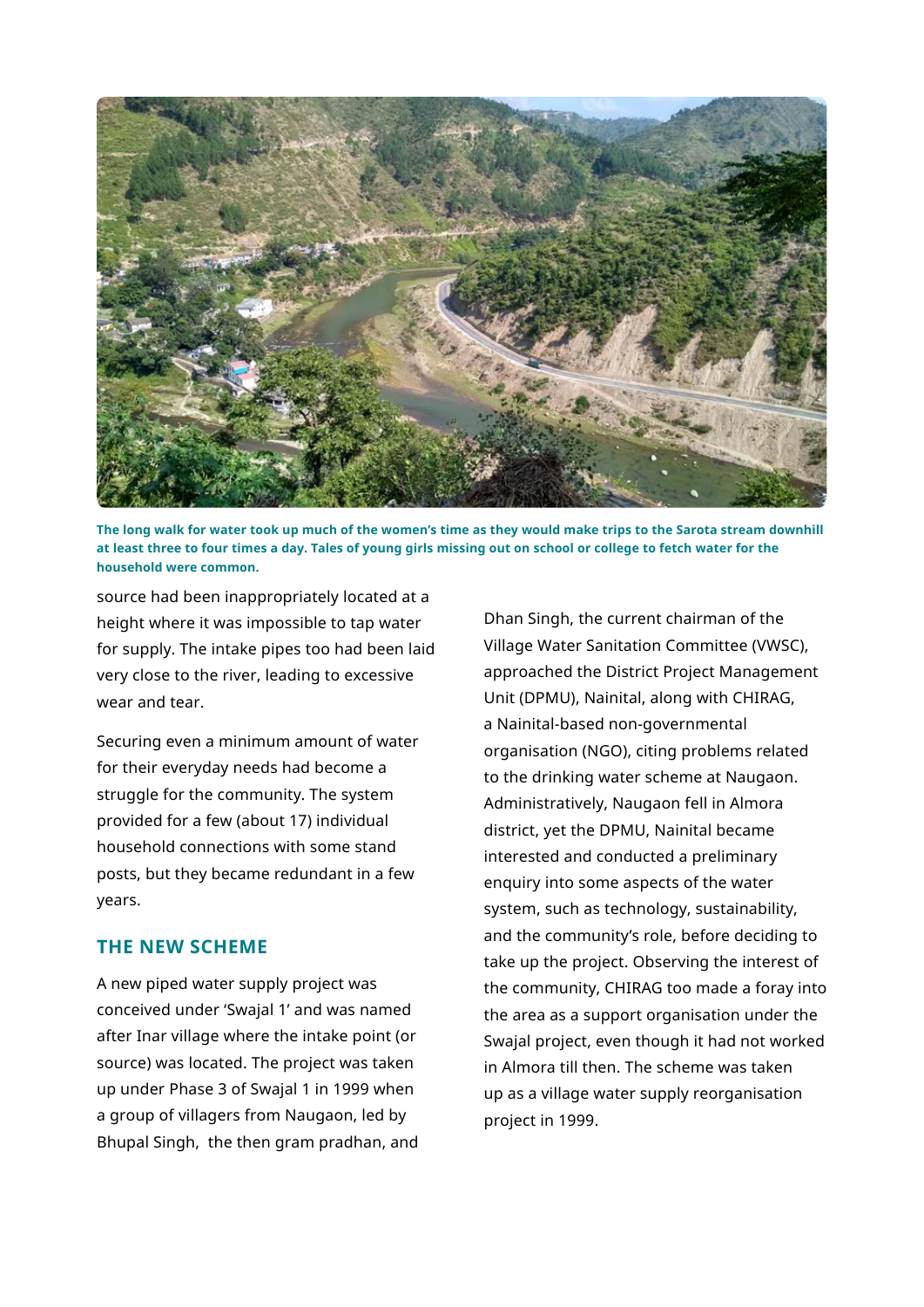The long walk for water took up much of the women's time as they would make trips to the Sarota stream downhill at least three to four times a day. Tales of young girls missing out on school or college to fetch water for the household were common.

source had been inappropriately located at a height where it was impossible to tap water for supply. The intake pipes too had been laid very close to the river, leading to excessive wear and tear.

Securing even a minimum amount of water for their everyday needs had become a struggle for the community. The system provided for a few (about 17) individual household connections with some stand posts, but they became redundant in a few years.

## THE NEW SCHEME

A new piped water supply project was conceived under 'Swajal 1' and was named after Inar village where the intake point (or source) was located. The project was taken up under Phase 3 of Swajal 1 in 1999 when a group of villagers from Naugaon, led by Bhupal Singh, the then gram pradhan, and Dhan Singh, the current chairman of the Village Water Sanitation Committee (VWSC), approached the District Project Management Unit (DPMU), Nainital, along with CHIRAG, a Nainital-based non-governmental organisation (NGO), citing problems related to the drinking water scheme at Naugaon. Administratively, Naugaon fell in Almora district, yet the DPMU, Nainital became interested and conducted a preliminary enquiry into some aspects of the water system, such as technology, sustainability, and the community's role, before deciding to take up the project. Observing the interest of the community, CHIRAG too made a foray into the area as a support organisation under the Swajal project, even though it had not worked in Almora till then. The scheme was taken up as a village water supply reorganisation project in 1999.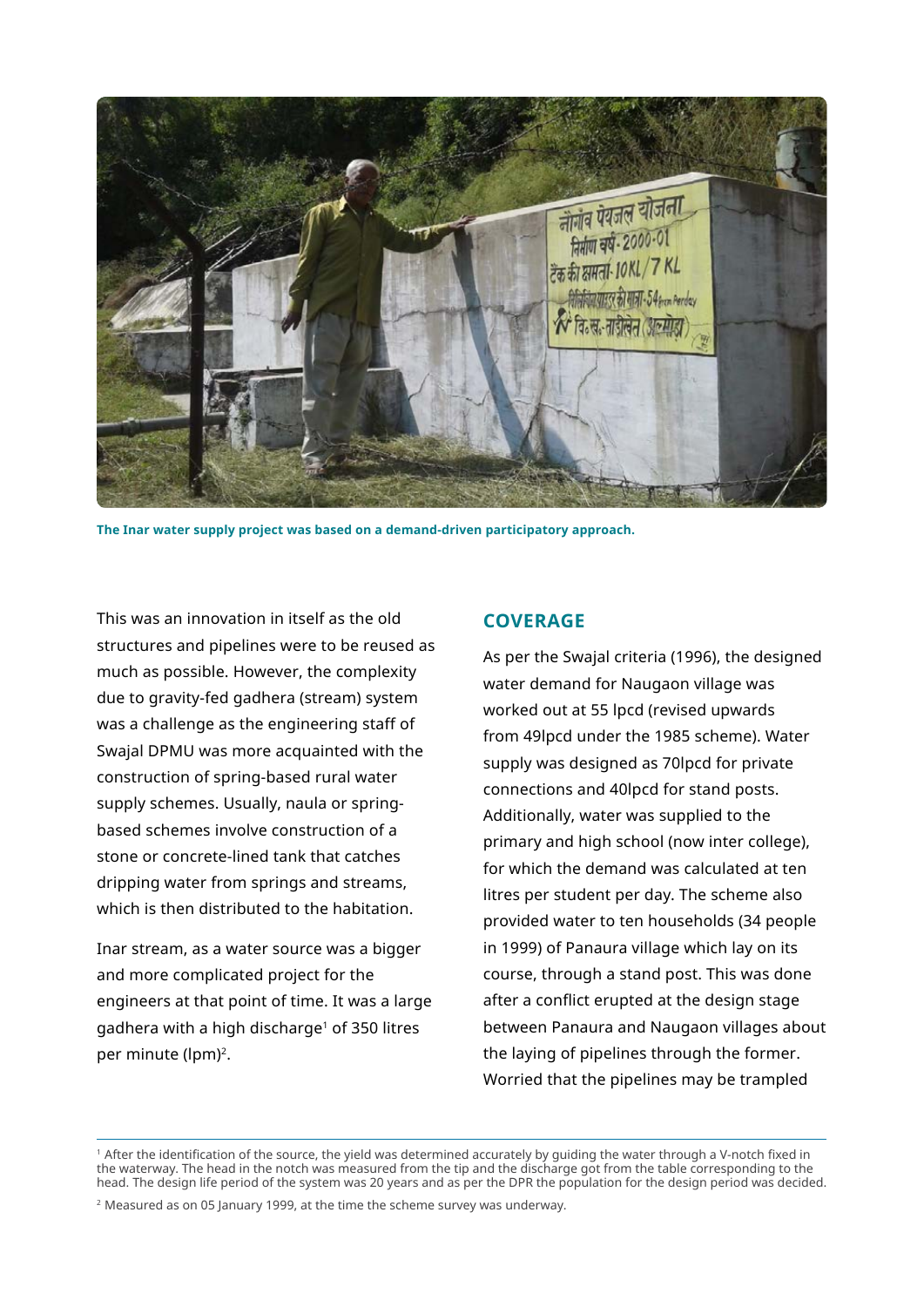The Inar water supply project was based on a demand-driven participatory approach.

This was an innovation in itself as the old structures and pipelines were to be reused as much as possible. However, the complexity due to gravity-fed gadhera (stream) system was a challenge as the engineering staff of Swajal DPMU was more acquainted with the construction of spring-based rural water supply schemes. Usually, naula or spring-based schemes involve construction of a stone or concrete-lined tank that catches dripping water from springs and streams, which is then distributed to the habitation.

Inar stream, as a water source was a bigger and more complicated project for the engineers at that point of time. It was a large gadhera with a high discharge[1] of 350 litres per minute (lpm)[2].

## COVERAGE

As per the Swajal criteria (1996), the designed water demand for Naugaon village was worked out at 55 lpcd (revised upwards from 49lpcd under the 1985 scheme). Water supply was designed as 70lpcd for private connections and 40lpcd for stand posts. Additionally, water was supplied to the primary and high school (now inter college), for which the demand was calculated at ten litres per student per day. The scheme also provided water to ten households (34 people in 1999) of Panaura village which lay on its course, through a stand post. This was done after a conflict erupted at the design stage between Panaura and Naugaon villages about the laying of pipelines through the former. Worried that the pipelines may be trampled

---

[1] After the identification of the source, the yield was determined accurately by guiding the water through a V-notch fixed in the waterway. The head in the notch was measured from the tip and the discharge got from the table corresponding to the head. The design life period of the system was 20 years and as per the DPR the population for the design period was decided.

[2] Measured as on 05 January 1999, at the time the scheme survey was underway.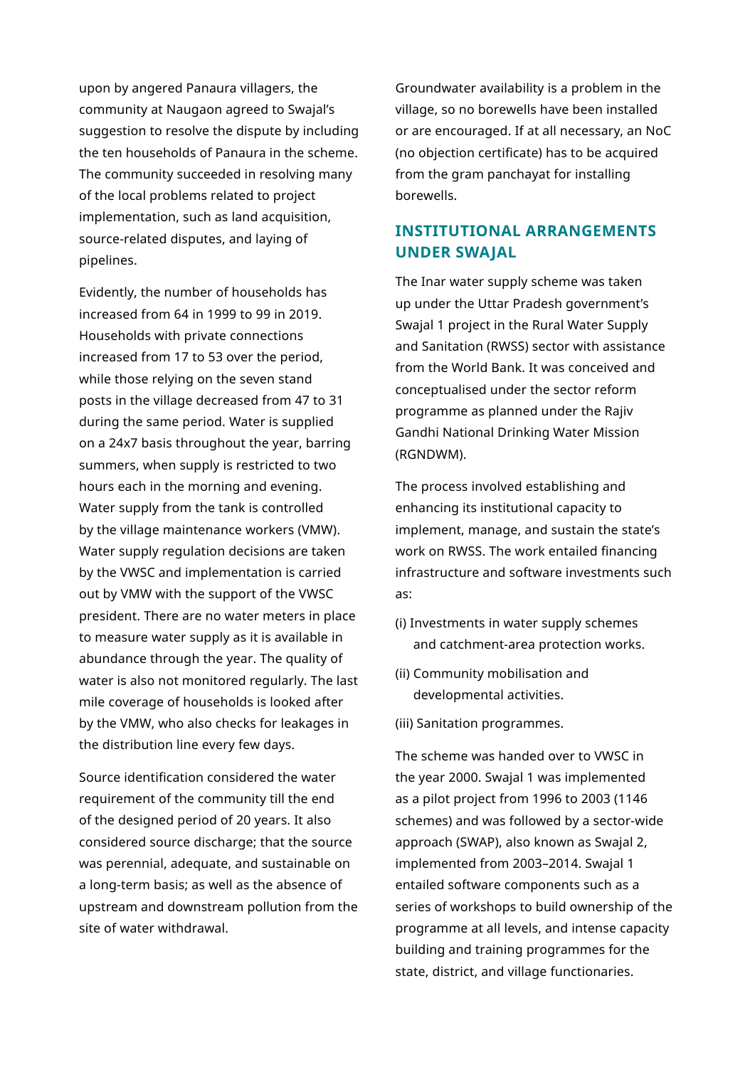upon by angered Panaura villagers, the community at Naugaon agreed to Swajal's suggestion to resolve the dispute by including the ten households of Panaura in the scheme. The community succeeded in resolving many of the local problems related to project implementation, such as land acquisition, source-related disputes, and laying of pipelines.

Evidently, the number of households has increased from 64 in 1999 to 99 in 2019. Households with private connections increased from 17 to 53 over the period, while those relying on the seven stand posts in the village decreased from 47 to 31 during the same period. Water is supplied on a 24x7 basis throughout the year, barring summers, when supply is restricted to two hours each in the morning and evening. Water supply from the tank is controlled by the village maintenance workers (VMW). Water supply regulation decisions are taken by the VWSC and implementation is carried out by VMW with the support of the VWSC president. There are no water meters in place to measure water supply as it is available in abundance through the year. The quality of water is also not monitored regularly. The last mile coverage of households is looked after by the VMW, who also checks for leakages in the distribution line every few days.

Source identification considered the water requirement of the community till the end of the designed period of 20 years. It also considered source discharge; that the source was perennial, adequate, and sustainable on a long-term basis; as well as the absence of upstream and downstream pollution from the site of water withdrawal.

Groundwater availability is a problem in the village, so no borewells have been installed or are encouraged. If at all necessary, an NoC (no objection certificate) has to be acquired from the gram panchayat for installing borewells.

## INSTITUTIONAL ARRANGEMENTS UNDER SWAJAL

The Inar water supply scheme was taken up under the Uttar Pradesh government's Swajal 1 project in the Rural Water Supply and Sanitation (RWSS) sector with assistance from the World Bank. It was conceived and conceptualised under the sector reform programme as planned under the Rajiv Gandhi National Drinking Water Mission (RGNDWM).

The process involved establishing and enhancing its institutional capacity to implement, manage, and sustain the state's work on RWSS. The work entailed financing infrastructure and software investments such as:

(i) Investments in water supply schemes and catchment-area protection works.

(ii) Community mobilisation and developmental activities.

(iii) Sanitation programmes.

The scheme was handed over to VWSC in the year 2000. Swajal 1 was implemented as a pilot project from 1996 to 2003 (1146 schemes) and was followed by a sector-wide approach (SWAP), also known as Swajal 2, implemented from 2003–2014. Swajal 1 entailed software components such as a series of workshops to build ownership of the programme at all levels, and intense capacity building and training programmes for the state, district, and village functionaries.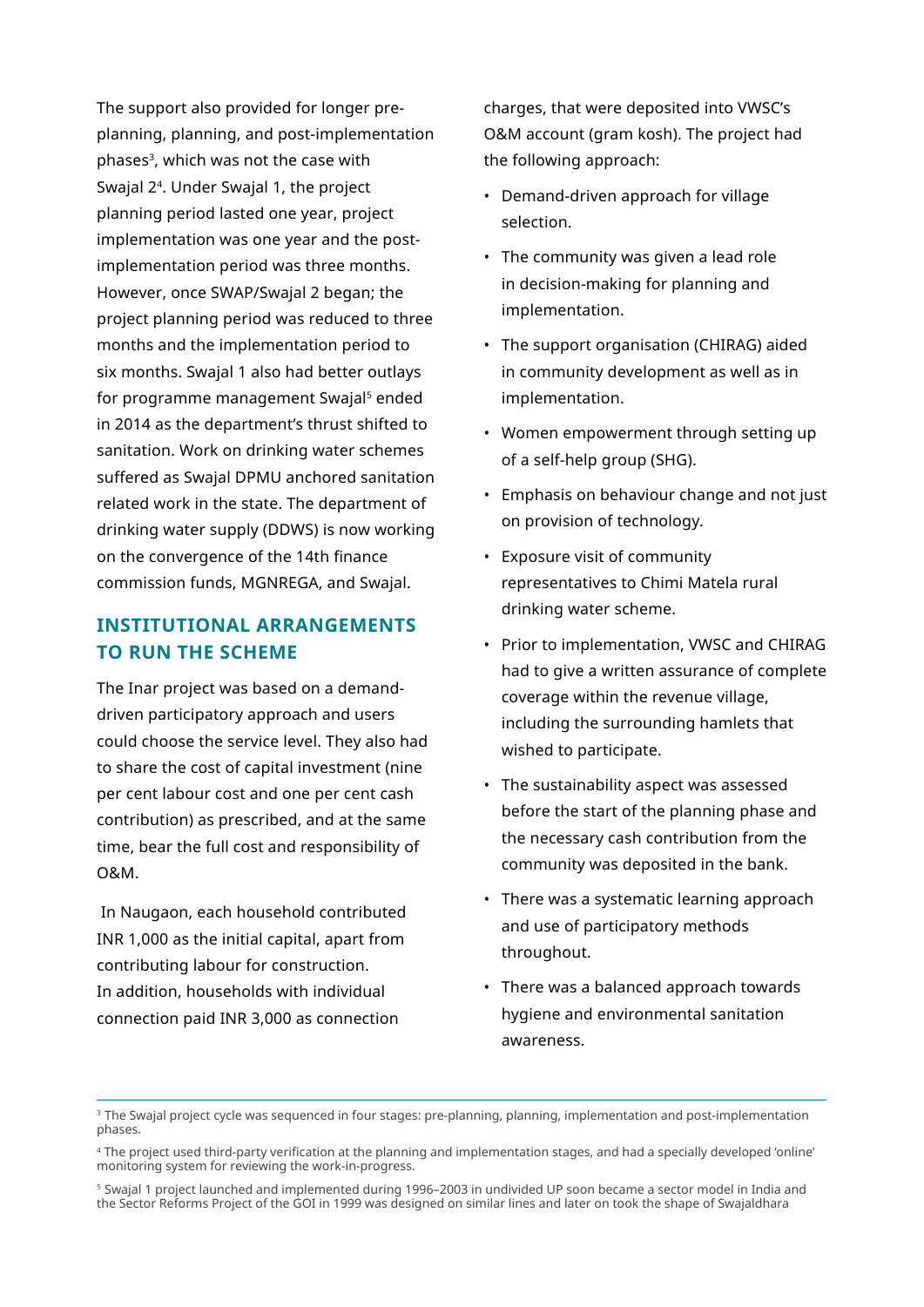The support also provided for longer pre-planning, planning, and post-implementation phases[3], which was not the case with Swajal 2[4]. Under Swajal 1, the project planning period lasted one year, project implementation was one year and the post-implementation period was three months. However, once SWAP/Swajal 2 began; the project planning period was reduced to three months and the implementation period to six months. Swajal 1 also had better outlays for programme management Swajal[5] ended in 2014 as the department's thrust shifted to sanitation. Work on drinking water schemes suffered as Swajal DPMU anchored sanitation related work in the state. The department of drinking water supply (DDWS) is now working on the convergence of the 14th finance commission funds, MGNREGA, and Swajal.

## INSTITUTIONAL ARRANGEMENTS TO RUN THE SCHEME

The Inar project was based on a demand-driven participatory approach and users could choose the service level. They also had to share the cost of capital investment (nine per cent labour cost and one per cent cash contribution) as prescribed, and at the same time, bear the full cost and responsibility of O&M.

In Naugaon, each household contributed INR 1,000 as the initial capital, apart from contributing labour for construction. In addition, households with individual connection paid INR 3,000 as connection charges, that were deposited into VWSC's O&M account (gram kosh). The project had the following approach:

- Demand-driven approach for village selection.
- The community was given a lead role in decision-making for planning and implementation.
- The support organisation (CHIRAG) aided in community development as well as in implementation.
- Women empowerment through setting up of a self-help group (SHG).
- Emphasis on behaviour change and not just on provision of technology.
- Exposure visit of community representatives to Chimi Matela rural drinking water scheme.
- Prior to implementation, VWSC and CHIRAG had to give a written assurance of complete coverage within the revenue village, including the surrounding hamlets that wished to participate.
- The sustainability aspect was assessed before the start of the planning phase and the necessary cash contribution from the community was deposited in the bank.
- There was a systematic learning approach and use of participatory methods throughout.
- There was a balanced approach towards hygiene and environmental sanitation awareness.

---

[3] The Swajal project cycle was sequenced in four stages: pre-planning, planning, implementation and post-implementation phases.

[4] The project used third-party verification at the planning and implementation stages, and had a specially developed 'online' monitoring system for reviewing the work-in-progress.

[5] Swajal 1 project launched and implemented during 1996–2003 in undivided UP soon became a sector model in India and the Sector Reforms Project of the GOI in 1999 was designed on similar lines and later on took the shape of Swajaldhara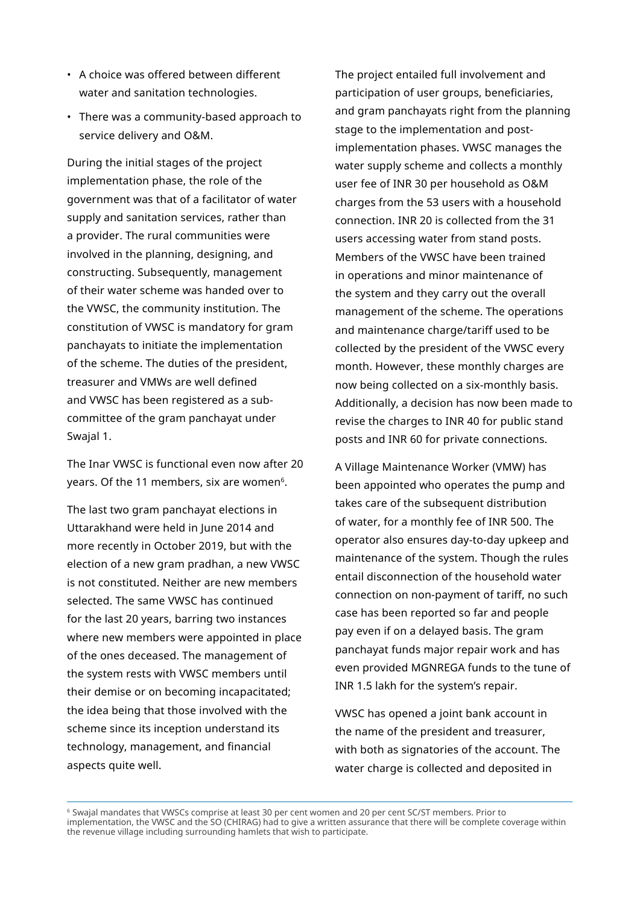- A choice was offered between different water and sanitation technologies.
- There was a community-based approach to service delivery and O&M.

During the initial stages of the project implementation phase, the role of the government was that of a facilitator of water supply and sanitation services, rather than a provider. The rural communities were involved in the planning, designing, and constructing. Subsequently, management of their water scheme was handed over to the VWSC, the community institution. The constitution of VWSC is mandatory for gram panchayats to initiate the implementation of the scheme. The duties of the president, treasurer and VMWs are well defined and VWSC has been registered as a sub-committee of the gram panchayat under Swajal 1.

The Inar VWSC is functional even now after 20 years. Of the 11 members, six are women[6].

The last two gram panchayat elections in Uttarakhand were held in June 2014 and more recently in October 2019, but with the election of a new gram pradhan, a new VWSC is not constituted. Neither are new members selected. The same VWSC has continued for the last 20 years, barring two instances where new members were appointed in place of the ones deceased. The management of the system rests with VWSC members until their demise or on becoming incapacitated; the idea being that those involved with the scheme since its inception understand its technology, management, and financial aspects quite well.

The project entailed full involvement and participation of user groups, beneficiaries, and gram panchayats right from the planning stage to the implementation and post-implementation phases. VWSC manages the water supply scheme and collects a monthly user fee of INR 30 per household as O&M charges from the 53 users with a household connection. INR 20 is collected from the 31 users accessing water from stand posts. Members of the VWSC have been trained in operations and minor maintenance of the system and they carry out the overall management of the scheme. The operations and maintenance charge/tariff used to be collected by the president of the VWSC every month. However, these monthly charges are now being collected on a six-monthly basis. Additionally, a decision has now been made to revise the charges to INR 40 for public stand posts and INR 60 for private connections.

A Village Maintenance Worker (VMW) has been appointed who operates the pump and takes care of the subsequent distribution of water, for a monthly fee of INR 500. The operator also ensures day-to-day upkeep and maintenance of the system. Though the rules entail disconnection of the household water connection on non-payment of tariff, no such case has been reported so far and people pay even if on a delayed basis. The gram panchayat funds major repair work and has even provided MGNREGA funds to the tune of INR 1.5 lakh for the system's repair.

VWSC has opened a joint bank account in the name of the president and treasurer, with both as signatories of the account. The water charge is collected and deposited in

[6] Swajal mandates that VWSCs comprise at least 30 per cent women and 20 per cent SC/ST members. Prior to implementation, the VWSC and the SO (CHIRAG) had to give a written assurance that there will be complete coverage within the revenue village including surrounding hamlets that wish to participate.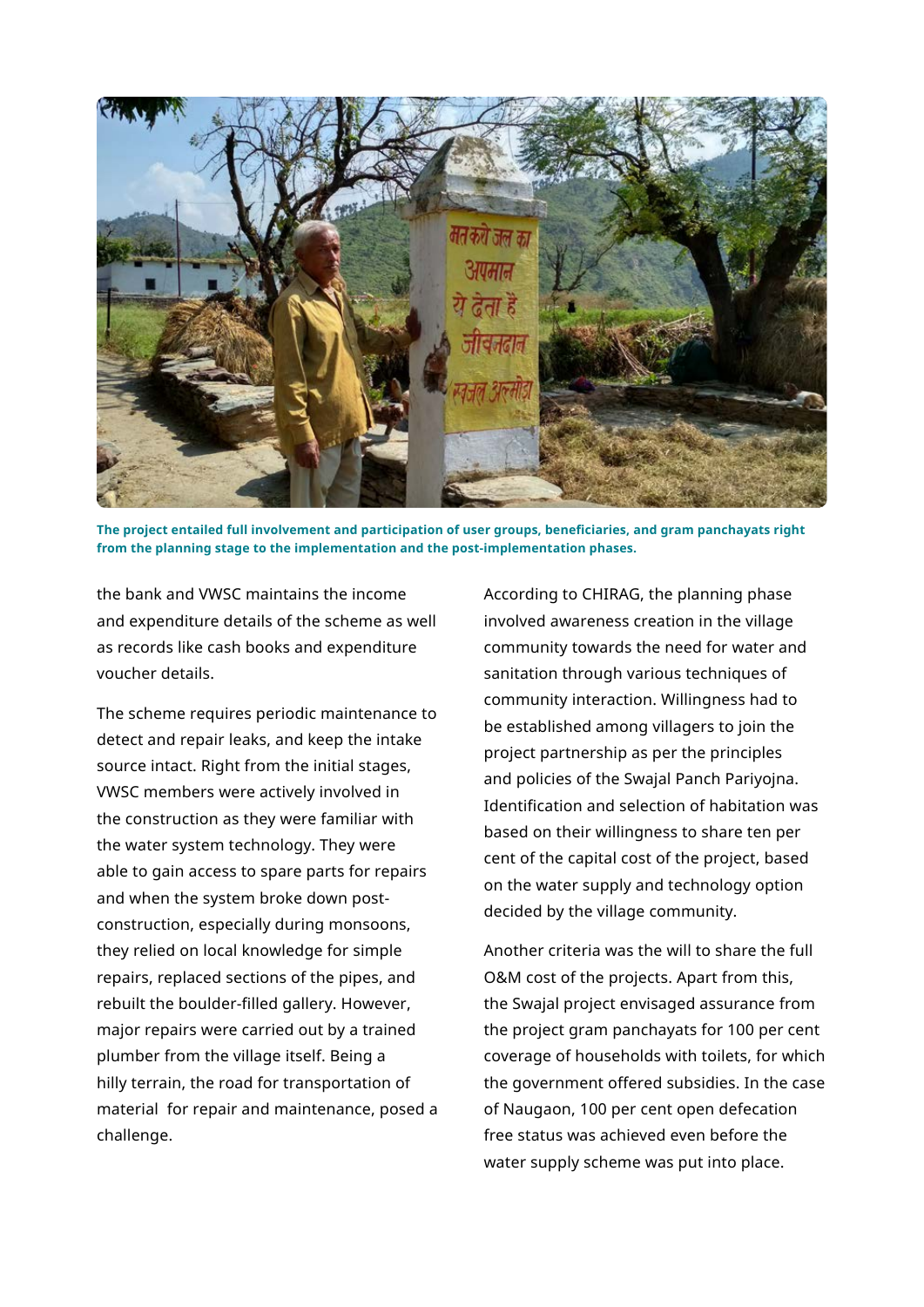**The project entailed full involvement and participation of user groups, beneficiaries, and gram panchayats right from the planning stage to the implementation and the post-implementation phases.**

the bank and VWSC maintains the income and expenditure details of the scheme as well as records like cash books and expenditure voucher details.

The scheme requires periodic maintenance to detect and repair leaks, and keep the intake source intact. Right from the initial stages, VWSC members were actively involved in the construction as they were familiar with the water system technology. They were able to gain access to spare parts for repairs and when the system broke down post-construction, especially during monsoons, they relied on local knowledge for simple repairs, replaced sections of the pipes, and rebuilt the boulder-filled gallery. However, major repairs were carried out by a trained plumber from the village itself. Being a hilly terrain, the road for transportation of material for repair and maintenance, posed a challenge.

According to CHIRAG, the planning phase involved awareness creation in the village community towards the need for water and sanitation through various techniques of community interaction. Willingness had to be established among villagers to join the project partnership as per the principles and policies of the Swajal Panch Pariyojna. Identification and selection of habitation was based on their willingness to share ten per cent of the capital cost of the project, based on the water supply and technology option decided by the village community.

Another criteria was the will to share the full O&M cost of the projects. Apart from this, the Swajal project envisaged assurance from the project gram panchayats for 100 per cent coverage of households with toilets, for which the government offered subsidies. In the case of Naugaon, 100 per cent open defecation free status was achieved even before the water supply scheme was put into place.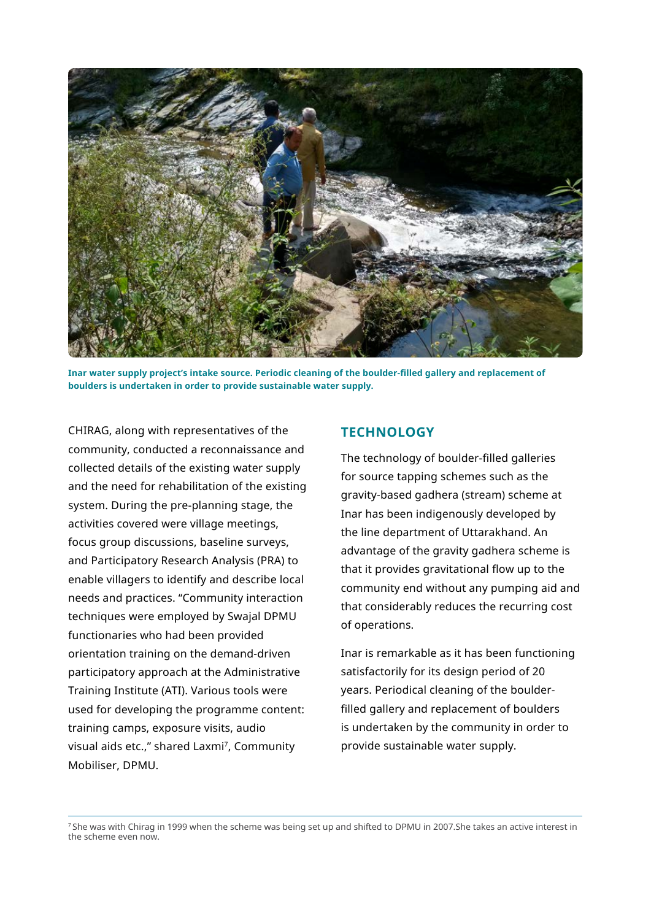**Inar water supply project's intake source. Periodic cleaning of the boulder-filled gallery and replacement of boulders is undertaken in order to provide sustainable water supply.**

CHIRAG, along with representatives of the community, conducted a reconnaissance and collected details of the existing water supply and the need for rehabilitation of the existing system. During the pre-planning stage, the activities covered were village meetings, focus group discussions, baseline surveys, and Participatory Research Analysis (PRA) to enable villagers to identify and describe local needs and practices. "Community interaction techniques were employed by Swajal DPMU functionaries who had been provided orientation training on the demand-driven participatory approach at the Administrative Training Institute (ATI). Various tools were used for developing the programme content: training camps, exposure visits, audio visual aids etc.," shared Laxmi[7], Community Mobiliser, DPMU.

## TECHNOLOGY

The technology of boulder-filled galleries for source tapping schemes such as the gravity-based gadhera (stream) scheme at Inar has been indigenously developed by the line department of Uttarakhand. An advantage of the gravity gadhera scheme is that it provides gravitational flow up to the community end without any pumping aid and that considerably reduces the recurring cost of operations.

Inar is remarkable as it has been functioning satisfactorily for its design period of 20 years. Periodical cleaning of the boulder-filled gallery and replacement of boulders is undertaken by the community in order to provide sustainable water supply.

[7] She was with Chirag in 1999 when the scheme was being set up and shifted to DPMU in 2007.She takes an active interest in the scheme even now.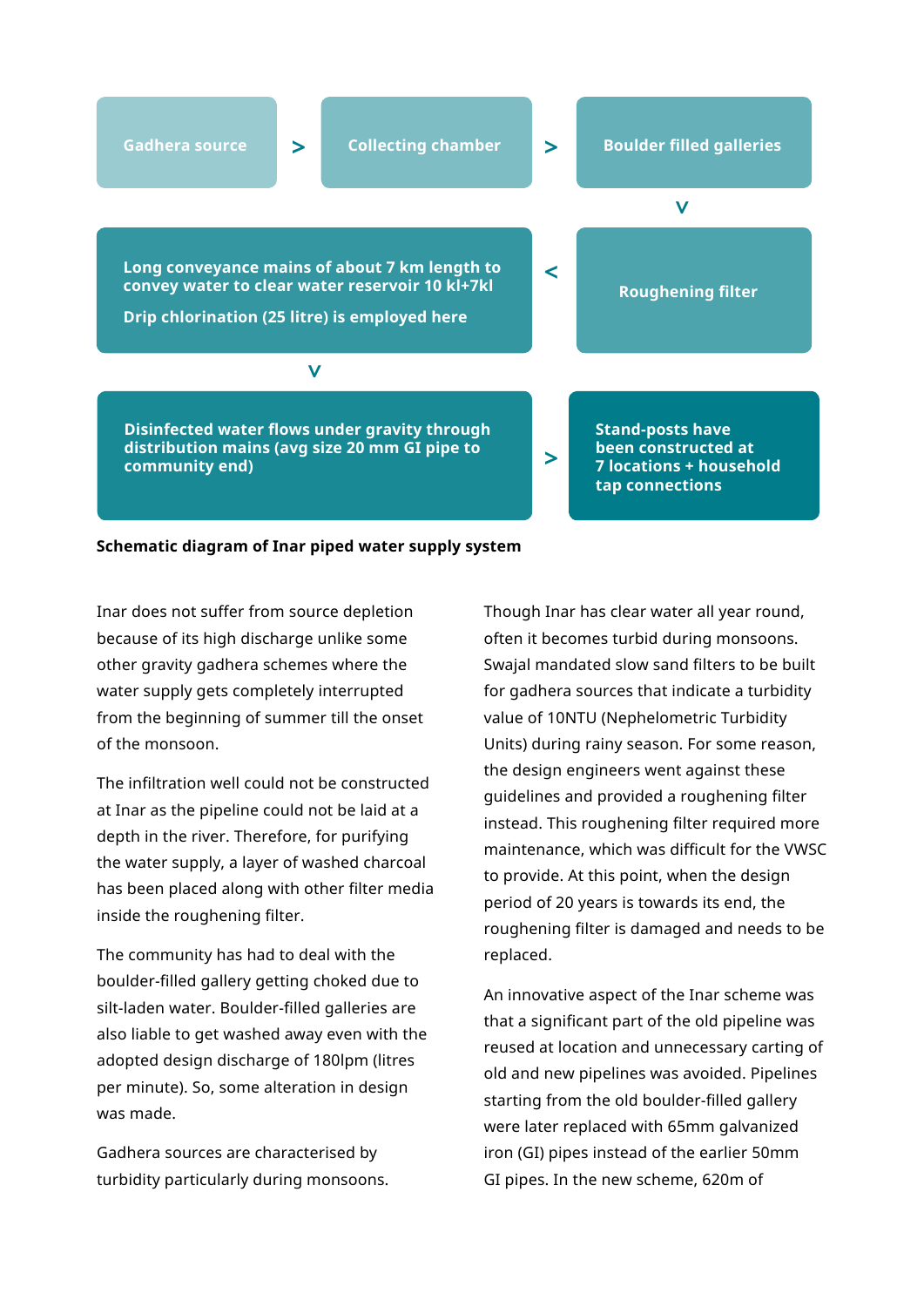Gadhera source > Collecting chamber > Boulder filled galleries > Roughening filter > Long conveyance mains of about 7 km length to convey water to clear water reservoir 10 kl+7kl

Drip chlorination (25 litre) is employed here

> Disinfected water flows under gravity through distribution mains (avg size 20 mm GI pipe to community end) > Stand-posts have been constructed at 7 locations + household tap connections

**Schematic diagram of Inar piped water supply system**

Inar does not suffer from source depletion because of its high discharge unlike some other gravity gadhera schemes where the water supply gets completely interrupted from the beginning of summer till the onset of the monsoon.

The infiltration well could not be constructed at Inar as the pipeline could not be laid at a depth in the river. Therefore, for purifying the water supply, a layer of washed charcoal has been placed along with other filter media inside the roughening filter.

The community has had to deal with the boulder-filled gallery getting choked due to silt-laden water. Boulder-filled galleries are also liable to get washed away even with the adopted design discharge of 180lpm (litres per minute). So, some alteration in design was made.

Gadhera sources are characterised by turbidity particularly during monsoons. Though Inar has clear water all year round, often it becomes turbid during monsoons. Swajal mandated slow sand filters to be built for gadhera sources that indicate a turbidity value of 10NTU (Nephelometric Turbidity Units) during rainy season. For some reason, the design engineers went against these guidelines and provided a roughening filter instead. This roughening filter required more maintenance, which was difficult for the VWSC to provide. At this point, when the design period of 20 years is towards its end, the roughening filter is damaged and needs to be replaced.

An innovative aspect of the Inar scheme was that a significant part of the old pipeline was reused at location and unnecessary carting of old and new pipelines was avoided. Pipelines starting from the old boulder-filled gallery were later replaced with 65mm galvanized iron (GI) pipes instead of the earlier 50mm GI pipes. In the new scheme, 620m of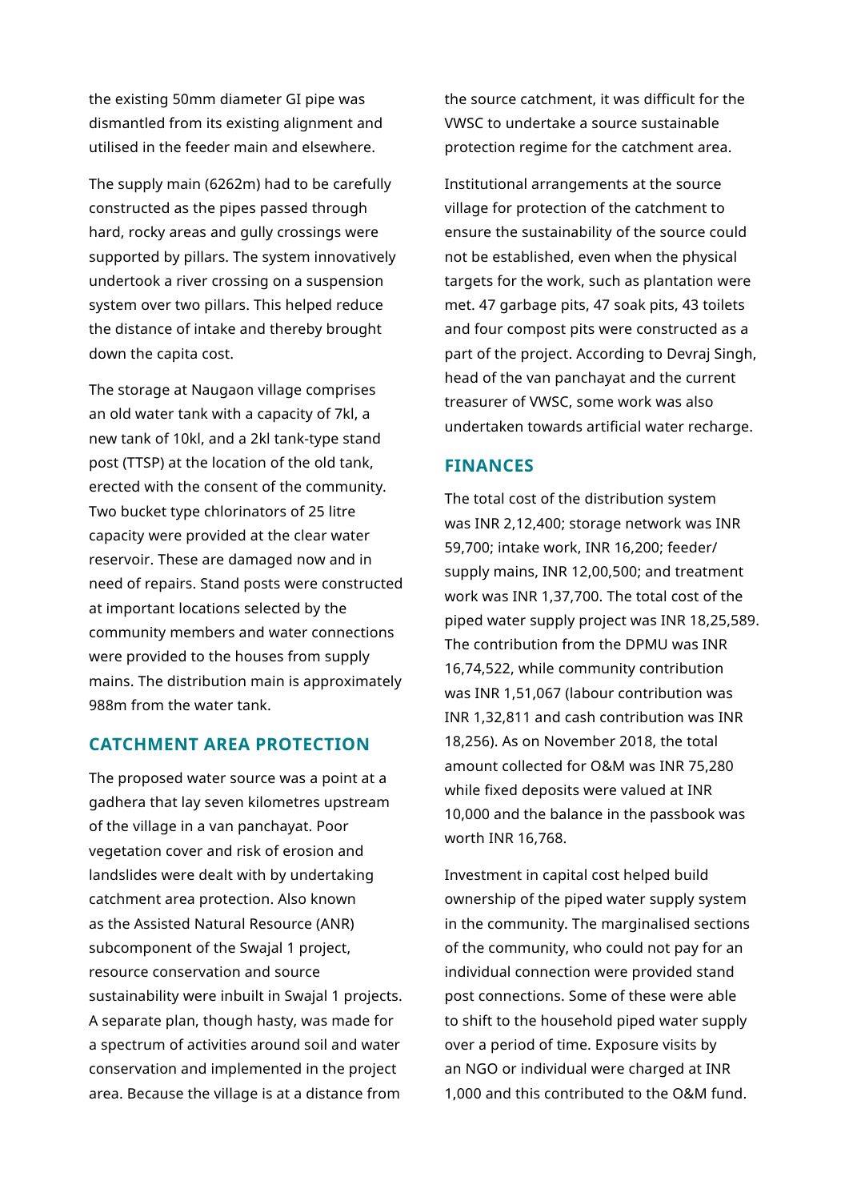the existing 50mm diameter GI pipe was dismantled from its existing alignment and utilised in the feeder main and elsewhere.

The supply main (6262m) had to be carefully constructed as the pipes passed through hard, rocky areas and gully crossings were supported by pillars. The system innovatively undertook a river crossing on a suspension system over two pillars. This helped reduce the distance of intake and thereby brought down the capita cost.

The storage at Naugaon village comprises an old water tank with a capacity of 7kl, a new tank of 10kl, and a 2kl tank-type stand post (TTSP) at the location of the old tank, erected with the consent of the community. Two bucket type chlorinators of 25 litre capacity were provided at the clear water reservoir. These are damaged now and in need of repairs. Stand posts were constructed at important locations selected by the community members and water connections were provided to the houses from supply mains. The distribution main is approximately 988m from the water tank.

## CATCHMENT AREA PROTECTION

The proposed water source was a point at a gadhera that lay seven kilometres upstream of the village in a van panchayat. Poor vegetation cover and risk of erosion and landslides were dealt with by undertaking catchment area protection. Also known as the Assisted Natural Resource (ANR) subcomponent of the Swajal 1 project, resource conservation and source sustainability were inbuilt in Swajal 1 projects. A separate plan, though hasty, was made for a spectrum of activities around soil and water conservation and implemented in the project area. Because the village is at a distance from the source catchment, it was difficult for the VWSC to undertake a source sustainable protection regime for the catchment area.

Institutional arrangements at the source village for protection of the catchment to ensure the sustainability of the source could not be established, even when the physical targets for the work, such as plantation were met. 47 garbage pits, 47 soak pits, 43 toilets and four compost pits were constructed as a part of the project. According to Devraj Singh, head of the van panchayat and the current treasurer of VWSC, some work was also undertaken towards artificial water recharge.

## FINANCES

The total cost of the distribution system was INR 2,12,400; storage network was INR 59,700; intake work, INR 16,200; feeder/supply mains, INR 12,00,500; and treatment work was INR 1,37,700. The total cost of the piped water supply project was INR 18,25,589. The contribution from the DPMU was INR 16,74,522, while community contribution was INR 1,51,067 (labour contribution was INR 1,32,811 and cash contribution was INR 18,256). As on November 2018, the total amount collected for O&M was INR 75,280 while fixed deposits were valued at INR 10,000 and the balance in the passbook was worth INR 16,768.

Investment in capital cost helped build ownership of the piped water supply system in the community. The marginalised sections of the community, who could not pay for an individual connection were provided stand post connections. Some of these were able to shift to the household piped water supply over a period of time. Exposure visits by an NGO or individual were charged at INR 1,000 and this contributed to the O&M fund.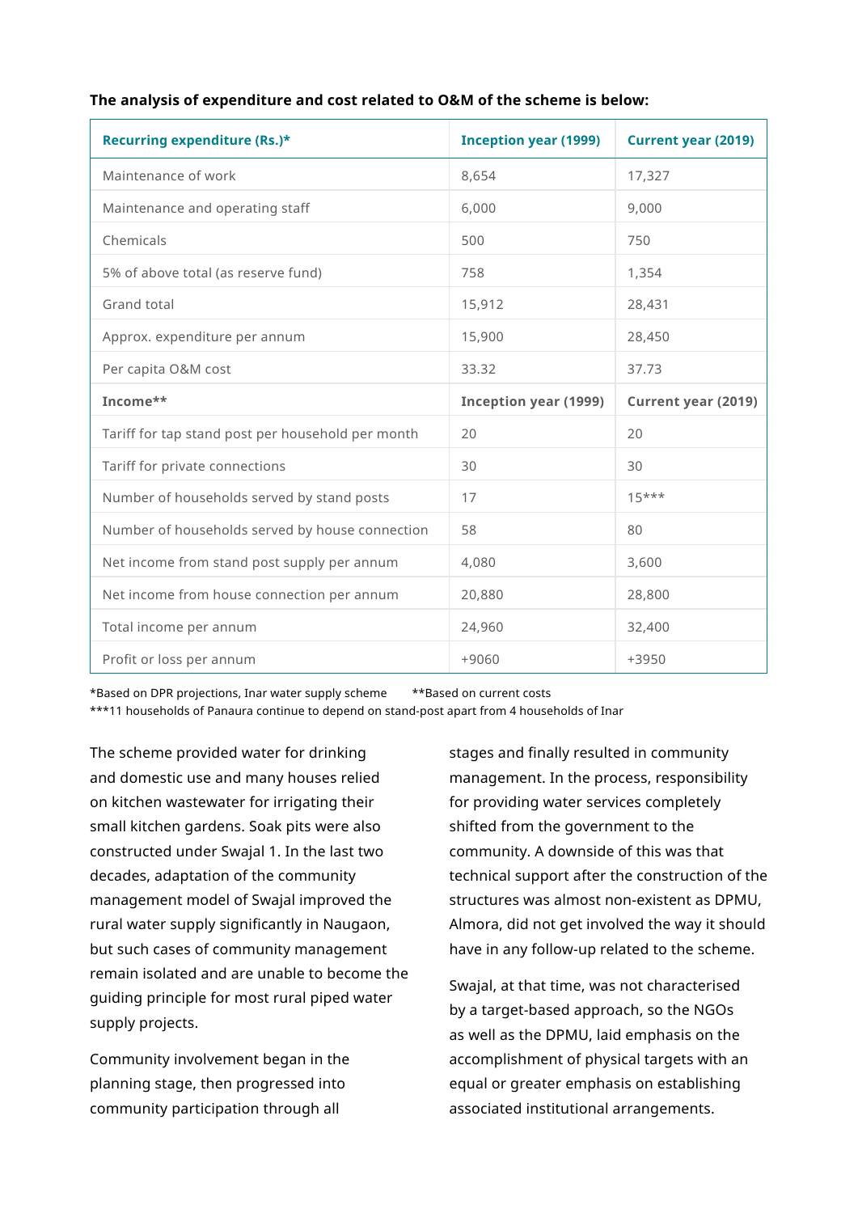**The analysis of expenditure and cost related to O&M of the scheme is below:**

| Recurring expenditure (Rs.)* | Inception year (1999) | Current year (2019) |
|---|---|---|
| Maintenance of work | 8,654 | 17,327 |
| Maintenance and operating staff | 6,000 | 9,000 |
| Chemicals | 500 | 750 |
| 5% of above total (as reserve fund) | 758 | 1,354 |
| Grand total | 15,912 | 28,431 |
| Approx. expenditure per annum | 15,900 | 28,450 |
| Per capita O&M cost | 33.32 | 37.73 |
| **Income**** | **Inception year (1999)** | **Current year (2019)** |
| Tariff for tap stand post per household per month | 20 | 20 |
| Tariff for private connections | 30 | 30 |
| Number of households served by stand posts | 17 | 15*** |
| Number of households served by house connection | 58 | 80 |
| Net income from stand post supply per annum | 4,080 | 3,600 |
| Net income from house connection per annum | 20,880 | 28,800 |
| Total income per annum | 24,960 | 32,400 |
| Profit or loss per annum | +9060 | +3950 |

*Based on DPR projections, Inar water supply scheme **Based on current costs
***11 households of Panaura continue to depend on stand-post apart from 4 households of Inar

The scheme provided water for drinking and domestic use and many houses relied on kitchen wastewater for irrigating their small kitchen gardens. Soak pits were also constructed under Swajal 1. In the last two decades, adaptation of the community management model of Swajal improved the rural water supply significantly in Naugaon, but such cases of community management remain isolated and are unable to become the guiding principle for most rural piped water supply projects.

Community involvement began in the planning stage, then progressed into community participation through all stages and finally resulted in community management. In the process, responsibility for providing water services completely shifted from the government to the community. A downside of this was that technical support after the construction of the structures was almost non-existent as DPMU, Almora, did not get involved the way it should have in any follow-up related to the scheme.

Swajal, at that time, was not characterised by a target-based approach, so the NGOs as well as the DPMU, laid emphasis on the accomplishment of physical targets with an equal or greater emphasis on establishing associated institutional arrangements.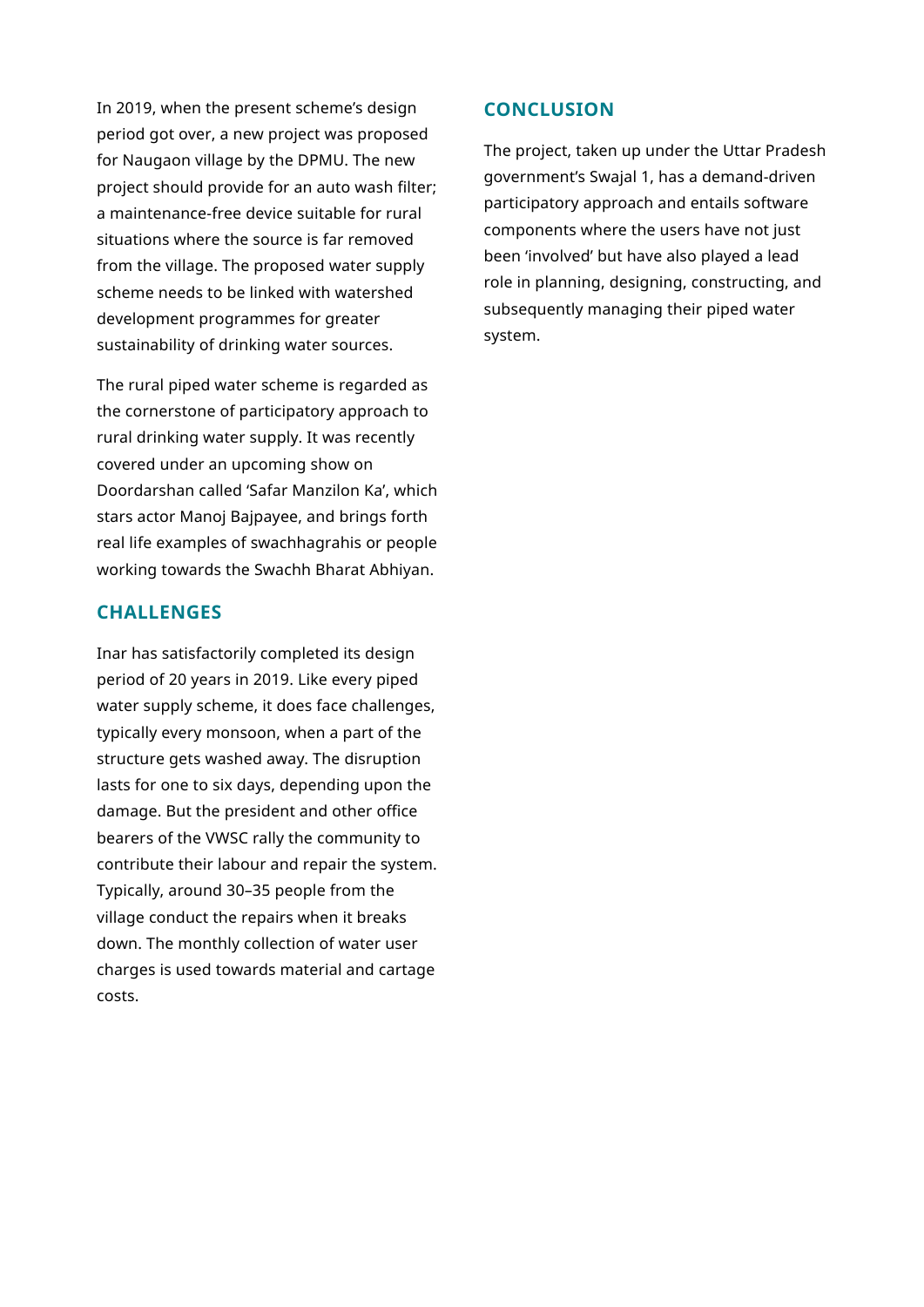In 2019, when the present scheme's design period got over, a new project was proposed for Naugaon village by the DPMU. The new project should provide for an auto wash filter; a maintenance-free device suitable for rural situations where the source is far removed from the village. The proposed water supply scheme needs to be linked with watershed development programmes for greater sustainability of drinking water sources.

The rural piped water scheme is regarded as the cornerstone of participatory approach to rural drinking water supply. It was recently covered under an upcoming show on Doordarshan called 'Safar Manzilon Ka', which stars actor Manoj Bajpayee, and brings forth real life examples of swachhagrahis or people working towards the Swachh Bharat Abhiyan.

## CHALLENGES

Inar has satisfactorily completed its design period of 20 years in 2019. Like every piped water supply scheme, it does face challenges, typically every monsoon, when a part of the structure gets washed away. The disruption lasts for one to six days, depending upon the damage. But the president and other office bearers of the VWSC rally the community to contribute their labour and repair the system. Typically, around 30–35 people from the village conduct the repairs when it breaks down. The monthly collection of water user charges is used towards material and cartage costs.

## CONCLUSION

The project, taken up under the Uttar Pradesh government's Swajal 1, has a demand-driven participatory approach and entails software components where the users have not just been 'involved' but have also played a lead role in planning, designing, constructing, and subsequently managing their piped water system.